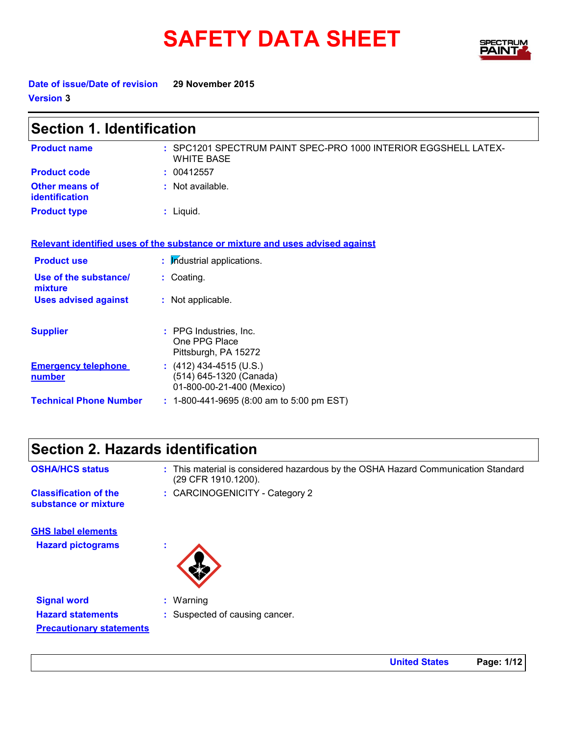# SAFETY DATA SHEET

**Date of issue/Date of revision** 29 November 2015

**Version** 3

## Section 1. Identification

**Product name** : SPC1201 SPECTRUM PAINT SPEC-PRO 1000 INTERIOR EGGSHELL LATEX-WHITE BASE

**Product code** : 00412557

**Other means of identification** : Not available.

**Product type** : Liquid.

**Relevant identified uses of the substance or mixture and uses advised against**

**Product use** : Industrial applications.

**Use of the substance/mixture** : Coating.

**Uses advised against** : Not applicable.

**Supplier** : PPG Industries, Inc.
One PPG Place
Pittsburgh, PA 15272

**Emergency telephone number** : (412) 434-4515 (U.S.)
(514) 645-1320 (Canada)
01-800-00-21-400 (Mexico)

**Technical Phone Number** : 1-800-441-9695 (8:00 am to 5:00 pm EST)

## Section 2. Hazards identification

**OSHA/HCS status** : This material is considered hazardous by the OSHA Hazard Communication Standard (29 CFR 1910.1200).

**Classification of the substance or mixture** : CARCINOGENICITY - Category 2

**GHS label elements**

**Hazard pictograms** :

**Signal word** : Warning

**Hazard statements** : Suspected of causing cancer.

**Precautionary statements**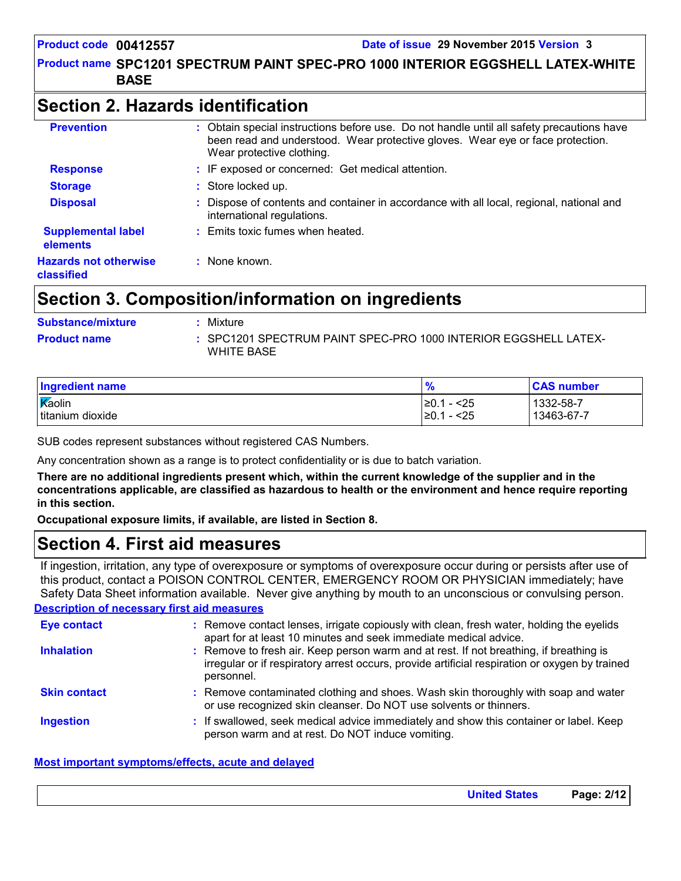## Section 2. Hazards identification

**Prevention** : Obtain special instructions before use. Do not handle until all safety precautions have been read and understood. Wear protective gloves. Wear eye or face protection. Wear protective clothing.

**Response** : IF exposed or concerned: Get medical attention.

**Storage** : Store locked up.

**Disposal** : Dispose of contents and container in accordance with all local, regional, national and international regulations.

**Supplemental label elements** : Emits toxic fumes when heated.

**Hazards not otherwise classified** : None known.

## Section 3. Composition/information on ingredients

**Substance/mixture** : Mixture

**Product name** : SPC1201 SPECTRUM PAINT SPEC-PRO 1000 INTERIOR EGGSHELL LATEX-WHITE BASE

| Ingredient name | % | CAS number |
|---|---|---|
| Kaolin | ≥0.1 - <25 | 1332-58-7 |
| titanium dioxide | ≥0.1 - <25 | 13463-67-7 |

SUB codes represent substances without registered CAS Numbers.

Any concentration shown as a range is to protect confidentiality or is due to batch variation.

**There are no additional ingredients present which, within the current knowledge of the supplier and in the concentrations applicable, are classified as hazardous to health or the environment and hence require reporting in this section.**

**Occupational exposure limits, if available, are listed in Section 8.**

## Section 4. First aid measures

If ingestion, irritation, any type of overexposure or symptoms of overexposure occur during or persists after use of this product, contact a POISON CONTROL CENTER, EMERGENCY ROOM OR PHYSICIAN immediately; have Safety Data Sheet information available. Never give anything by mouth to an unconscious or convulsing person.

### Description of necessary first aid measures

**Eye contact** : Remove contact lenses, irrigate copiously with clean, fresh water, holding the eyelids apart for at least 10 minutes and seek immediate medical advice.

**Inhalation** : Remove to fresh air. Keep person warm and at rest. If not breathing, if breathing is irregular or if respiratory arrest occurs, provide artificial respiration or oxygen by trained personnel.

**Skin contact** : Remove contaminated clothing and shoes. Wash skin thoroughly with soap and water or use recognized skin cleanser. Do NOT use solvents or thinners.

**Ingestion** : If swallowed, seek medical advice immediately and show this container or label. Keep person warm and at rest. Do NOT induce vomiting.

### Most important symptoms/effects, acute and delayed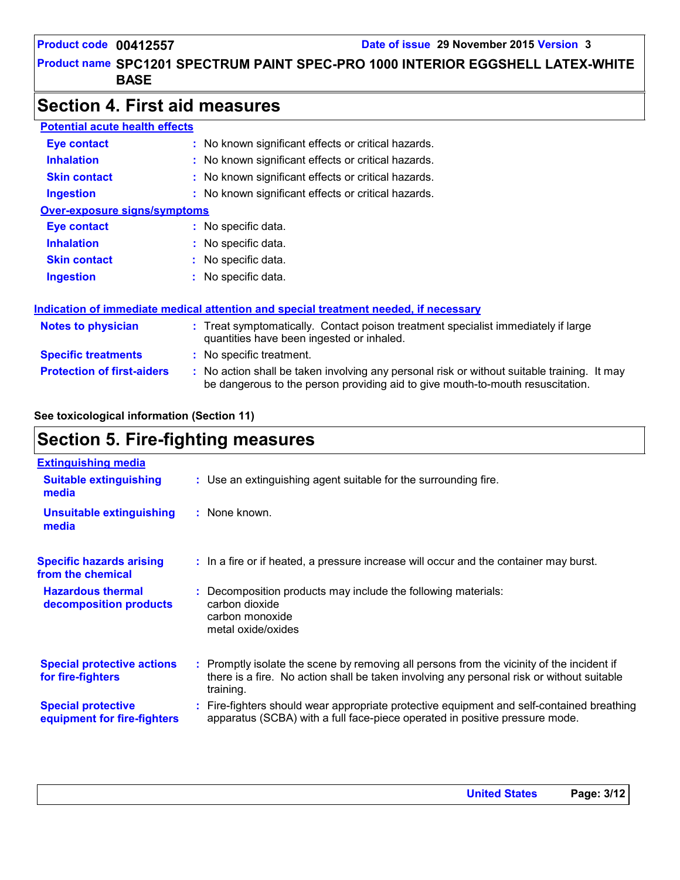## Section 4. First aid measures

**Potential acute health effects**

| | |
|---|---|
| **Eye contact** | : No known significant effects or critical hazards. |
| **Inhalation** | : No known significant effects or critical hazards. |
| **Skin contact** | : No known significant effects or critical hazards. |
| **Ingestion** | : No known significant effects or critical hazards. |

**Over-exposure signs/symptoms**

| | |
|---|---|
| **Eye contact** | : No specific data. |
| **Inhalation** | : No specific data. |
| **Skin contact** | : No specific data. |
| **Ingestion** | : No specific data. |

**Indication of immediate medical attention and special treatment needed, if necessary**

| | |
|---|---|
| **Notes to physician** | : Treat symptomatically. Contact poison treatment specialist immediately if large quantities have been ingested or inhaled. |
| **Specific treatments** | : No specific treatment. |
| **Protection of first-aiders** | : No action shall be taken involving any personal risk or without suitable training. It may be dangerous to the person providing aid to give mouth-to-mouth resuscitation. |

**See toxicological information (Section 11)**

## Section 5. Fire-fighting measures

**Extinguishing media**

| | |
|---|---|
| **Suitable extinguishing media** | : Use an extinguishing agent suitable for the surrounding fire. |
| **Unsuitable extinguishing media** | : None known. |
| **Specific hazards arising from the chemical** | : In a fire or if heated, a pressure increase will occur and the container may burst. |
| **Hazardous thermal decomposition products** | : Decomposition products may include the following materials: carbon dioxide, carbon monoxide, metal oxide/oxides |
| **Special protective actions for fire-fighters** | : Promptly isolate the scene by removing all persons from the vicinity of the incident if there is a fire. No action shall be taken involving any personal risk or without suitable training. |
| **Special protective equipment for fire-fighters** | : Fire-fighters should wear appropriate protective equipment and self-contained breathing apparatus (SCBA) with a full face-piece operated in positive pressure mode. |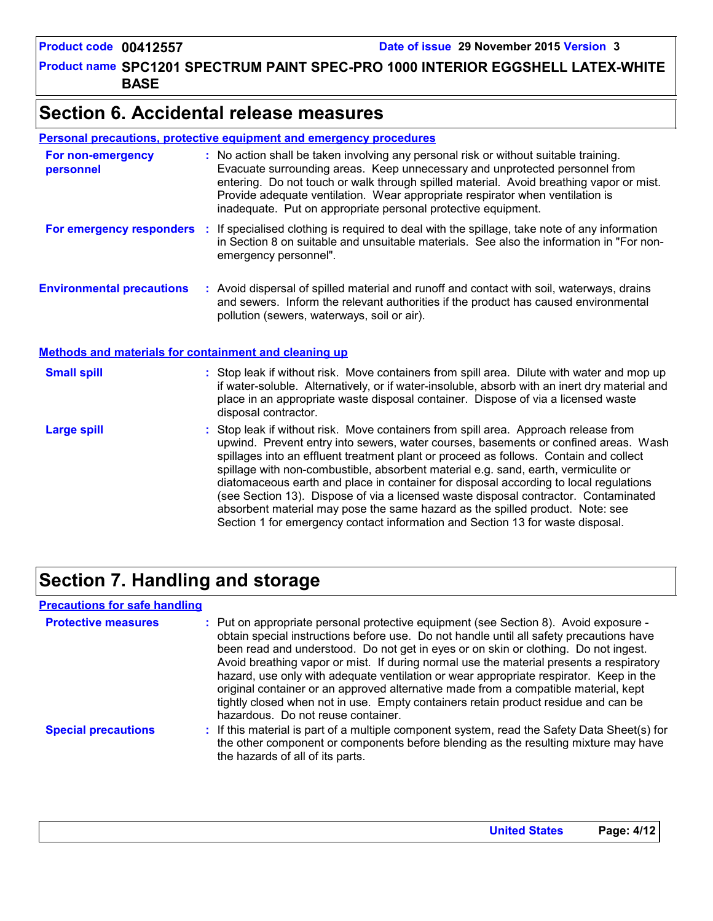# Section 6. Accidental release measures

## Personal precautions, protective equipment and emergency procedures

**For non-emergency personnel** : No action shall be taken involving any personal risk or without suitable training. Evacuate surrounding areas. Keep unnecessary and unprotected personnel from entering. Do not touch or walk through spilled material. Avoid breathing vapor or mist. Provide adequate ventilation. Wear appropriate respirator when ventilation is inadequate. Put on appropriate personal protective equipment.

**For emergency responders** : If specialised clothing is required to deal with the spillage, take note of any information in Section 8 on suitable and unsuitable materials. See also the information in "For non-emergency personnel".

**Environmental precautions** : Avoid dispersal of spilled material and runoff and contact with soil, waterways, drains and sewers. Inform the relevant authorities if the product has caused environmental pollution (sewers, waterways, soil or air).

## Methods and materials for containment and cleaning up

**Small spill** : Stop leak if without risk. Move containers from spill area. Dilute with water and mop up if water-soluble. Alternatively, or if water-insoluble, absorb with an inert dry material and place in an appropriate waste disposal container. Dispose of via a licensed waste disposal contractor.

**Large spill** : Stop leak if without risk. Move containers from spill area. Approach release from upwind. Prevent entry into sewers, water courses, basements or confined areas. Wash spillages into an effluent treatment plant or proceed as follows. Contain and collect spillage with non-combustible, absorbent material e.g. sand, earth, vermiculite or diatomaceous earth and place in container for disposal according to local regulations (see Section 13). Dispose of via a licensed waste disposal contractor. Contaminated absorbent material may pose the same hazard as the spilled product. Note: see Section 1 for emergency contact information and Section 13 for waste disposal.

# Section 7. Handling and storage

## Precautions for safe handling

**Protective measures** : Put on appropriate personal protective equipment (see Section 8). Avoid exposure - obtain special instructions before use. Do not handle until all safety precautions have been read and understood. Do not get in eyes or on skin or clothing. Do not ingest. Avoid breathing vapor or mist. If during normal use the material presents a respiratory hazard, use only with adequate ventilation or wear appropriate respirator. Keep in the original container or an approved alternative made from a compatible material, kept tightly closed when not in use. Empty containers retain product residue and can be hazardous. Do not reuse container.

**Special precautions** : If this material is part of a multiple component system, read the Safety Data Sheet(s) for the other component or components before blending as the resulting mixture may have the hazards of all of its parts.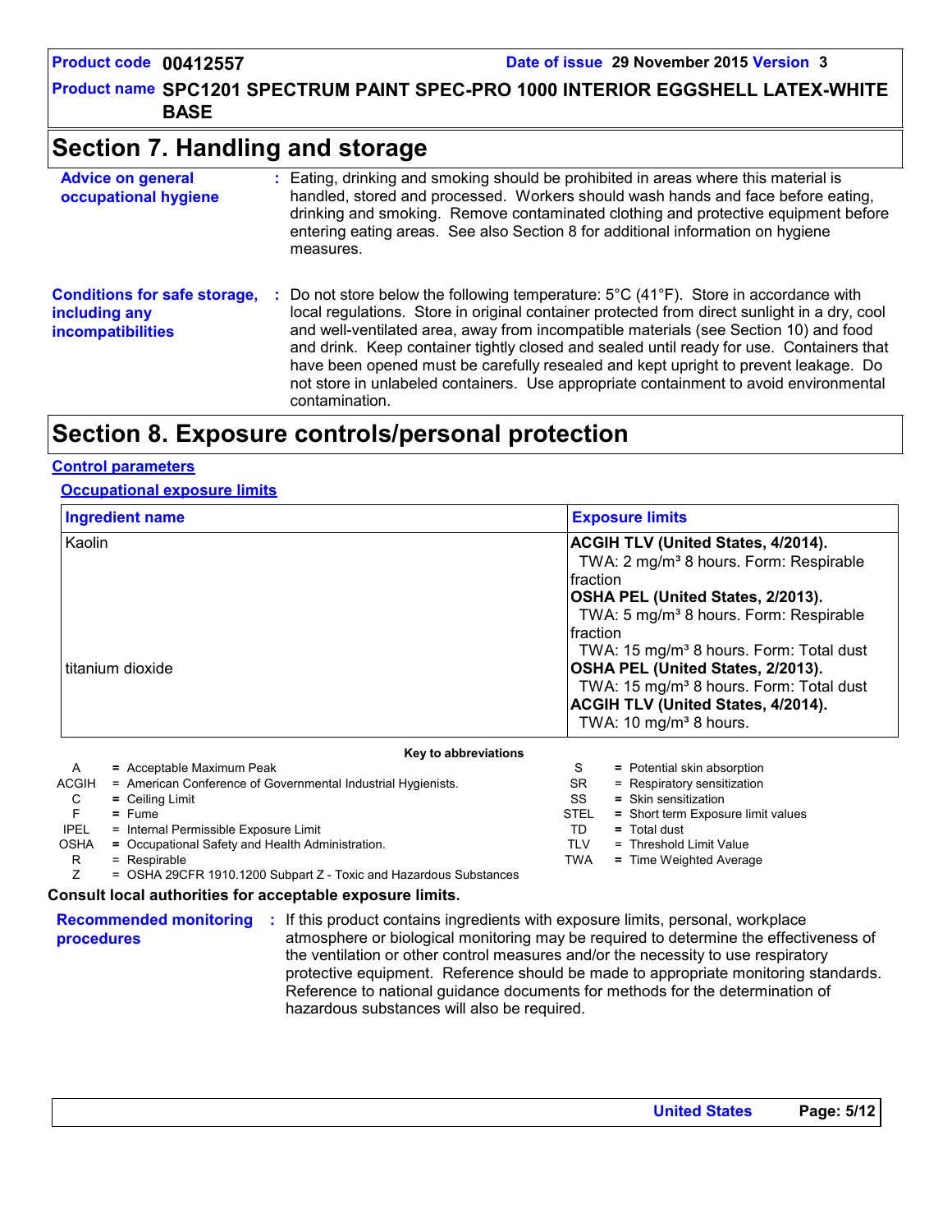# Section 7. Handling and storage

**Advice on general occupational hygiene** : Eating, drinking and smoking should be prohibited in areas where this material is handled, stored and processed. Workers should wash hands and face before eating, drinking and smoking. Remove contaminated clothing and protective equipment before entering eating areas. See also Section 8 for additional information on hygiene measures.

**Conditions for safe storage, including any incompatibilities** : Do not store below the following temperature: 5°C (41°F). Store in accordance with local regulations. Store in original container protected from direct sunlight in a dry, cool and well-ventilated area, away from incompatible materials (see Section 10) and food and drink. Keep container tightly closed and sealed until ready for use. Containers that have been opened must be carefully resealed and kept upright to prevent leakage. Do not store in unlabeled containers. Use appropriate containment to avoid environmental contamination.

# Section 8. Exposure controls/personal protection

## Control parameters

### Occupational exposure limits

| Ingredient name | Exposure limits |
|---|---|
| Kaolin | **ACGIH TLV (United States, 4/2014).**<br>TWA: 2 mg/m³ 8 hours. Form: Respirable fraction<br>**OSHA PEL (United States, 2/2013).**<br>TWA: 5 mg/m³ 8 hours. Form: Respirable fraction<br>TWA: 15 mg/m³ 8 hours. Form: Total dust |
| titanium dioxide | **OSHA PEL (United States, 2/2013).**<br>TWA: 15 mg/m³ 8 hours. Form: Total dust<br>**ACGIH TLV (United States, 4/2014).**<br>TWA: 10 mg/m³ 8 hours. |

**Key to abbreviations**

| | | | |
|---|---|---|---|
| A | = Acceptable Maximum Peak | S | = Potential skin absorption |
| ACGIH | = American Conference of Governmental Industrial Hygienists. | SR | = Respiratory sensitization |
| C | = Ceiling Limit | SS | = Skin sensitization |
| F | = Fume | STEL | = Short term Exposure limit values |
| IPEL | = Internal Permissible Exposure Limit | TD | = Total dust |
| OSHA | = Occupational Safety and Health Administration. | TLV | = Threshold Limit Value |
| R | = Respirable | TWA | = Time Weighted Average |
| Z | = OSHA 29CFR 1910.1200 Subpart Z - Toxic and Hazardous Substances | | |

**Consult local authorities for acceptable exposure limits.**

**Recommended monitoring procedures** : If this product contains ingredients with exposure limits, personal, workplace atmosphere or biological monitoring may be required to determine the effectiveness of the ventilation or other control measures and/or the necessity to use respiratory protective equipment. Reference should be made to appropriate monitoring standards. Reference to national guidance documents for methods for the determination of hazardous substances will also be required.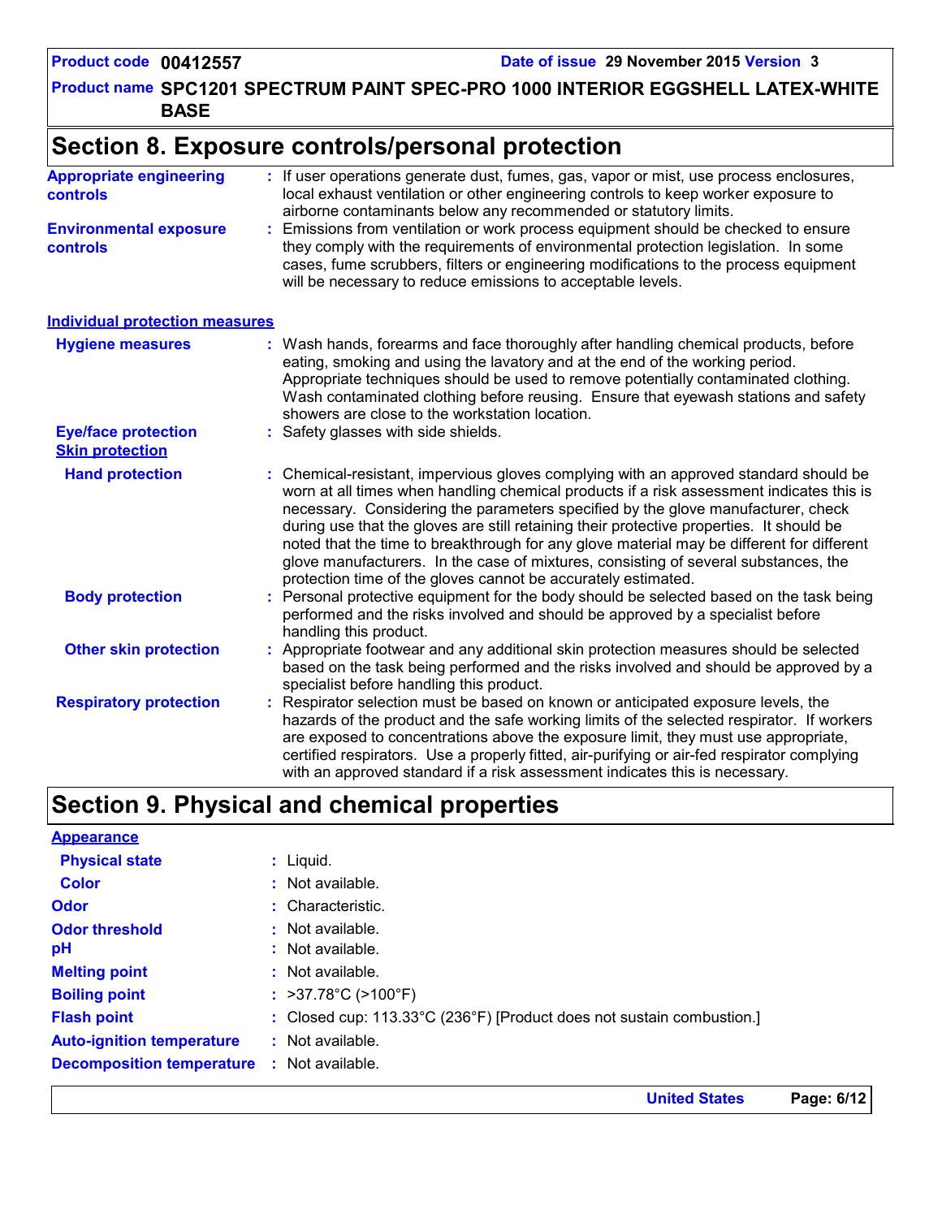## Section 8. Exposure controls/personal protection

**Appropriate engineering controls** : If user operations generate dust, fumes, gas, vapor or mist, use process enclosures, local exhaust ventilation or other engineering controls to keep worker exposure to airborne contaminants below any recommended or statutory limits.

**Environmental exposure controls** : Emissions from ventilation or work process equipment should be checked to ensure they comply with the requirements of environmental protection legislation. In some cases, fume scrubbers, filters or engineering modifications to the process equipment will be necessary to reduce emissions to acceptable levels.

### Individual protection measures

**Hygiene measures** : Wash hands, forearms and face thoroughly after handling chemical products, before eating, smoking and using the lavatory and at the end of the working period. Appropriate techniques should be used to remove potentially contaminated clothing. Wash contaminated clothing before reusing. Ensure that eyewash stations and safety showers are close to the workstation location.

**Eye/face protection** : Safety glasses with side shields.

**Skin protection**

**Hand protection** : Chemical-resistant, impervious gloves complying with an approved standard should be worn at all times when handling chemical products if a risk assessment indicates this is necessary. Considering the parameters specified by the glove manufacturer, check during use that the gloves are still retaining their protective properties. It should be noted that the time to breakthrough for any glove material may be different for different glove manufacturers. In the case of mixtures, consisting of several substances, the protection time of the gloves cannot be accurately estimated.

**Body protection** : Personal protective equipment for the body should be selected based on the task being performed and the risks involved and should be approved by a specialist before handling this product.

**Other skin protection** : Appropriate footwear and any additional skin protection measures should be selected based on the task being performed and the risks involved and should be approved by a specialist before handling this product.

**Respiratory protection** : Respirator selection must be based on known or anticipated exposure levels, the hazards of the product and the safe working limits of the selected respirator. If workers are exposed to concentrations above the exposure limit, they must use appropriate, certified respirators. Use a properly fitted, air-purifying or air-fed respirator complying with an approved standard if a risk assessment indicates this is necessary.

## Section 9. Physical and chemical properties

**Appearance**

**Physical state** : Liquid.

**Color** : Not available.

**Odor** : Characteristic.

**Odor threshold** : Not available.

**pH** : Not available.

**Melting point** : Not available.

**Boiling point** : >37.78°C (>100°F)

**Flash point** : Closed cup: 113.33°C (236°F) [Product does not sustain combustion.]

**Auto-ignition temperature** : Not available.

**Decomposition temperature** : Not available.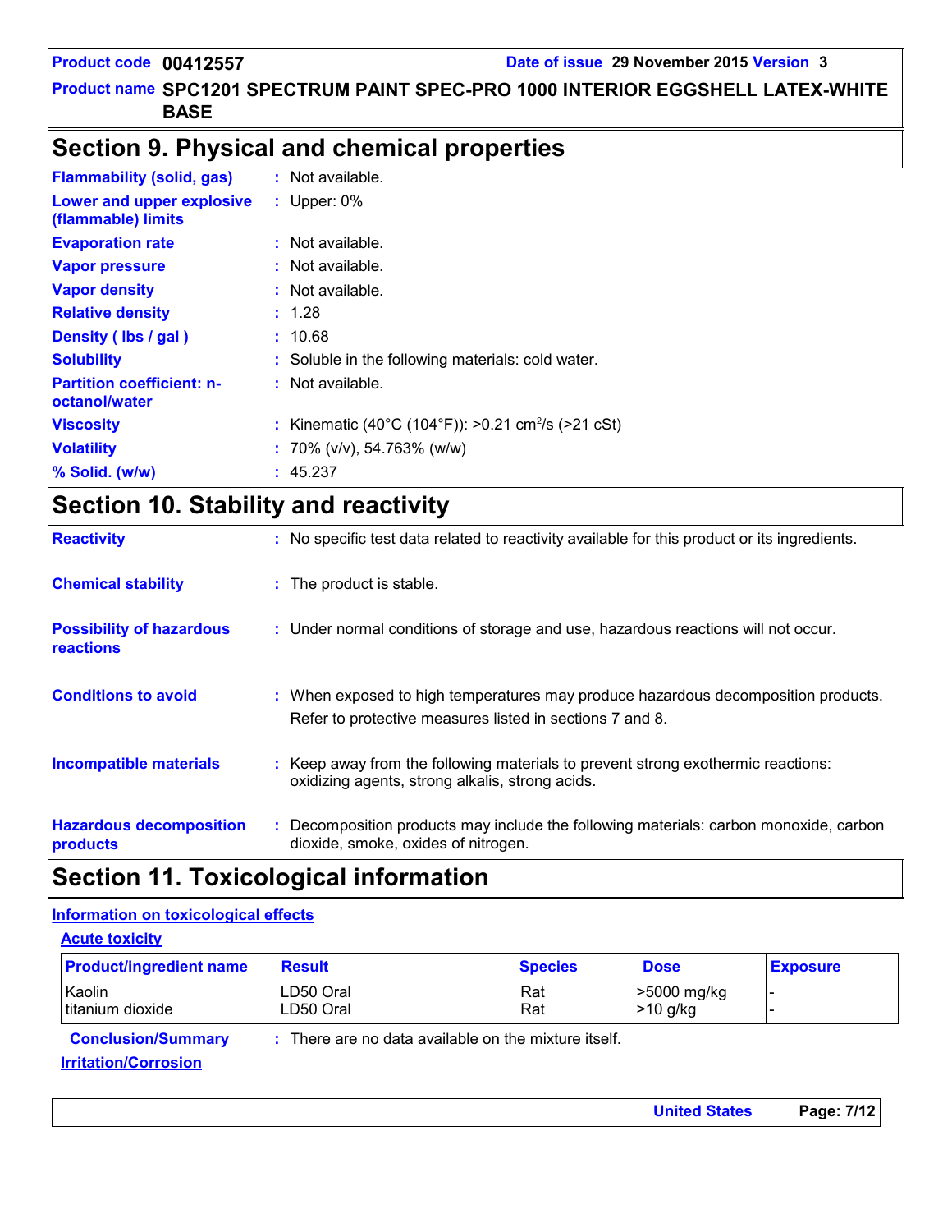## Section 9. Physical and chemical properties

**Flammability (solid, gas)** : Not available.

**Lower and upper explosive (flammable) limits** : Upper: 0%

**Evaporation rate** : Not available.

**Vapor pressure** : Not available.

**Vapor density** : Not available.

**Relative density** : 1.28

**Density ( lbs / gal )** : 10.68

**Solubility** : Soluble in the following materials: cold water.

**Partition coefficient: n-octanol/water** : Not available.

**Viscosity** : Kinematic (40°C (104°F)): >0.21 $cm^2/s$ (>21 cSt)

**Volatility** : 70% (v/v), 54.763% (w/w)

**% Solid. (w/w)** : 45.237

## Section 10. Stability and reactivity

**Reactivity** : No specific test data related to reactivity available for this product or its ingredients.

**Chemical stability** : The product is stable.

**Possibility of hazardous reactions** : Under normal conditions of storage and use, hazardous reactions will not occur.

**Conditions to avoid** : When exposed to high temperatures may produce hazardous decomposition products. Refer to protective measures listed in sections 7 and 8.

**Incompatible materials** : Keep away from the following materials to prevent strong exothermic reactions: oxidizing agents, strong alkalis, strong acids.

**Hazardous decomposition products** : Decomposition products may include the following materials: carbon monoxide, carbon dioxide, smoke, oxides of nitrogen.

## Section 11. Toxicological information

### Information on toxicological effects

#### Acute toxicity

| Product/ingredient name | Result | Species | Dose | Exposure |
|---|---|---|---|---|
| Kaolin | LD50 Oral | Rat | >5000 mg/kg | - |
| titanium dioxide | LD50 Oral | Rat | >10 g/kg | - |

**Conclusion/Summary** : There are no data available on the mixture itself.

#### Irritation/Corrosion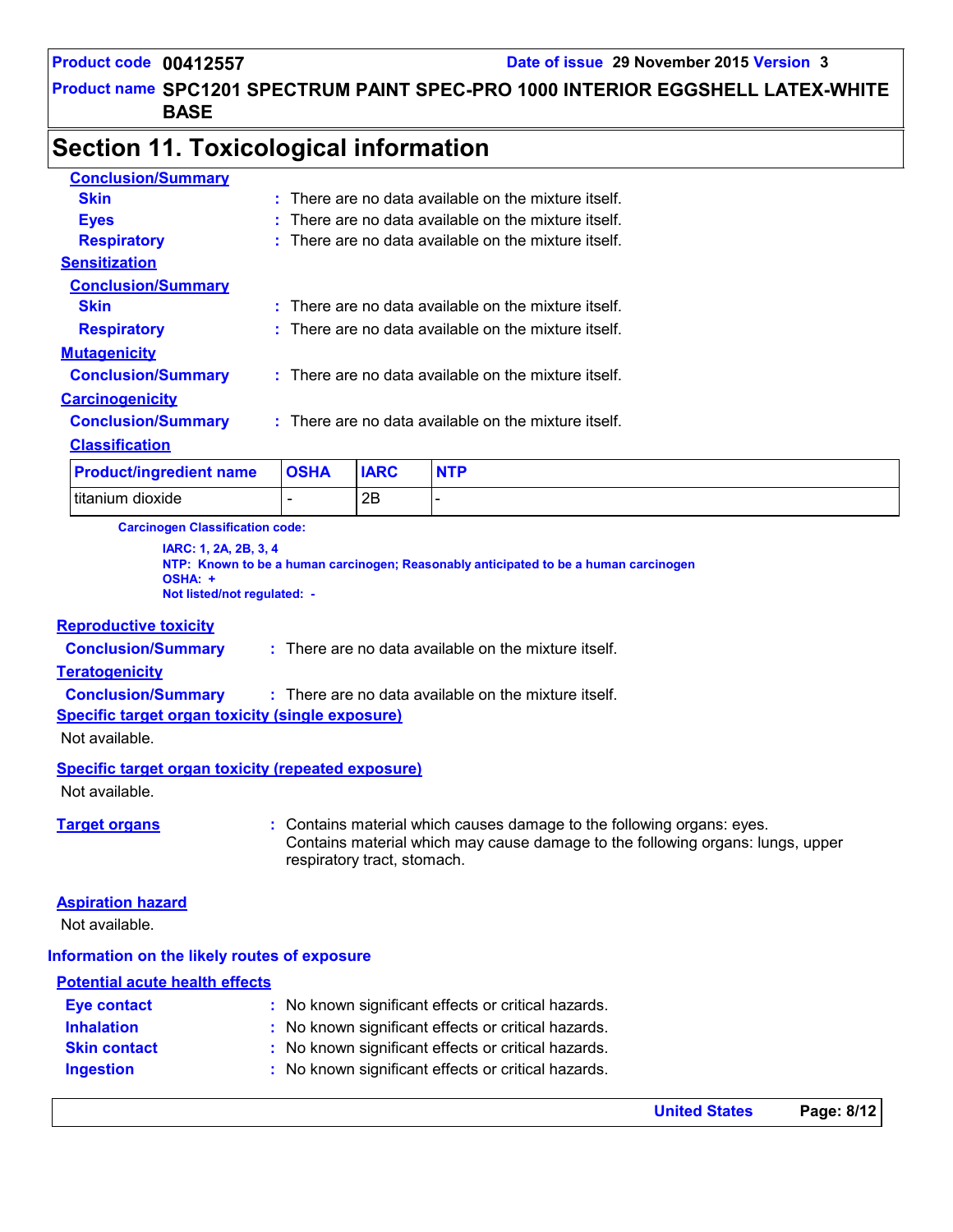## Section 11. Toxicological information

**Conclusion/Summary**

**Skin** : There are no data available on the mixture itself.

**Eyes** : There are no data available on the mixture itself.

**Respiratory** : There are no data available on the mixture itself.

**Sensitization**

**Conclusion/Summary**

**Skin** : There are no data available on the mixture itself.

**Respiratory** : There are no data available on the mixture itself.

**Mutagenicity**

**Conclusion/Summary** : There are no data available on the mixture itself.

**Carcinogenicity**

**Conclusion/Summary** : There are no data available on the mixture itself.

**Classification**

| Product/ingredient name | OSHA | IARC | NTP |
|---|---|---|---|
| titanium dioxide | - | 2B | - |

**Carcinogen Classification code:**

**IARC: 1, 2A, 2B, 3, 4**
**NTP: Known to be a human carcinogen; Reasonably anticipated to be a human carcinogen**
**OSHA: +**
**Not listed/not regulated: -**

**Reproductive toxicity**

**Conclusion/Summary** : There are no data available on the mixture itself.

**Teratogenicity**

**Conclusion/Summary** : There are no data available on the mixture itself.

**Specific target organ toxicity (single exposure)**

Not available.

**Specific target organ toxicity (repeated exposure)**

Not available.

**Target organs** : Contains material which causes damage to the following organs: eyes.
Contains material which may cause damage to the following organs: lungs, upper respiratory tract, stomach.

**Aspiration hazard**

Not available.

### Information on the likely routes of exposure

**Potential acute health effects**

**Eye contact** : No known significant effects or critical hazards.

**Inhalation** : No known significant effects or critical hazards.

**Skin contact** : No known significant effects or critical hazards.

**Ingestion** : No known significant effects or critical hazards.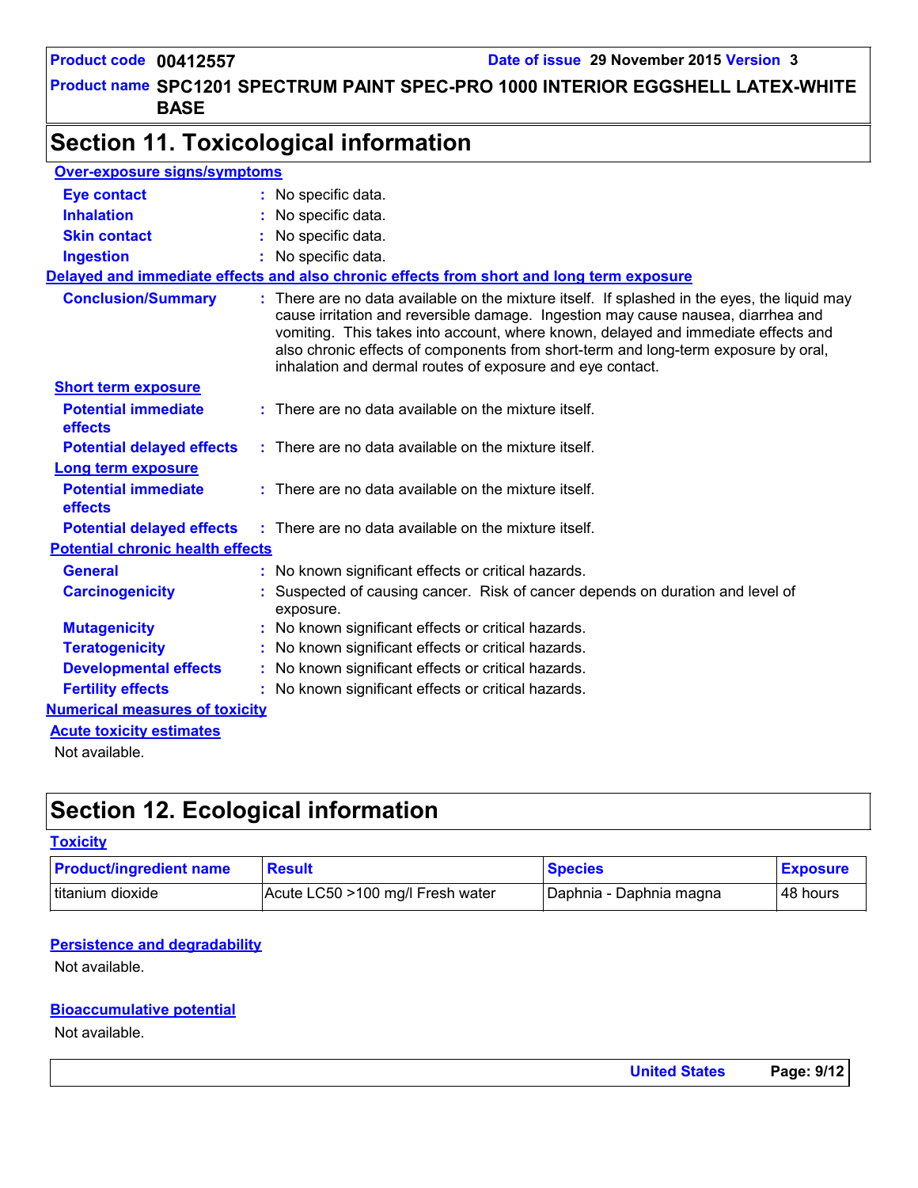## Section 11. Toxicological information

### Over-exposure signs/symptoms

**Eye contact** : No specific data.

**Inhalation** : No specific data.

**Skin contact** : No specific data.

**Ingestion** : No specific data.

### Delayed and immediate effects and also chronic effects from short and long term exposure

**Conclusion/Summary** : There are no data available on the mixture itself. If splashed in the eyes, the liquid may cause irritation and reversible damage. Ingestion may cause nausea, diarrhea and vomiting. This takes into account, where known, delayed and immediate effects and also chronic effects of components from short-term and long-term exposure by oral, inhalation and dermal routes of exposure and eye contact.

### Short term exposure

**Potential immediate effects** : There are no data available on the mixture itself.

**Potential delayed effects** : There are no data available on the mixture itself.

### Long term exposure

**Potential immediate effects** : There are no data available on the mixture itself.

**Potential delayed effects** : There are no data available on the mixture itself.

### Potential chronic health effects

**General** : No known significant effects or critical hazards.

**Carcinogenicity** : Suspected of causing cancer. Risk of cancer depends on duration and level of exposure.

**Mutagenicity** : No known significant effects or critical hazards.

**Teratogenicity** : No known significant effects or critical hazards.

**Developmental effects** : No known significant effects or critical hazards.

**Fertility effects** : No known significant effects or critical hazards.

### Numerical measures of toxicity

### Acute toxicity estimates

Not available.

## Section 12. Ecological information

### Toxicity

| Product/ingredient name | Result | Species | Exposure |
|---|---|---|---|
| titanium dioxide | Acute LC50 >100 mg/l Fresh water | Daphnia - Daphnia magna | 48 hours |

### Persistence and degradability

Not available.

### Bioaccumulative potential

Not available.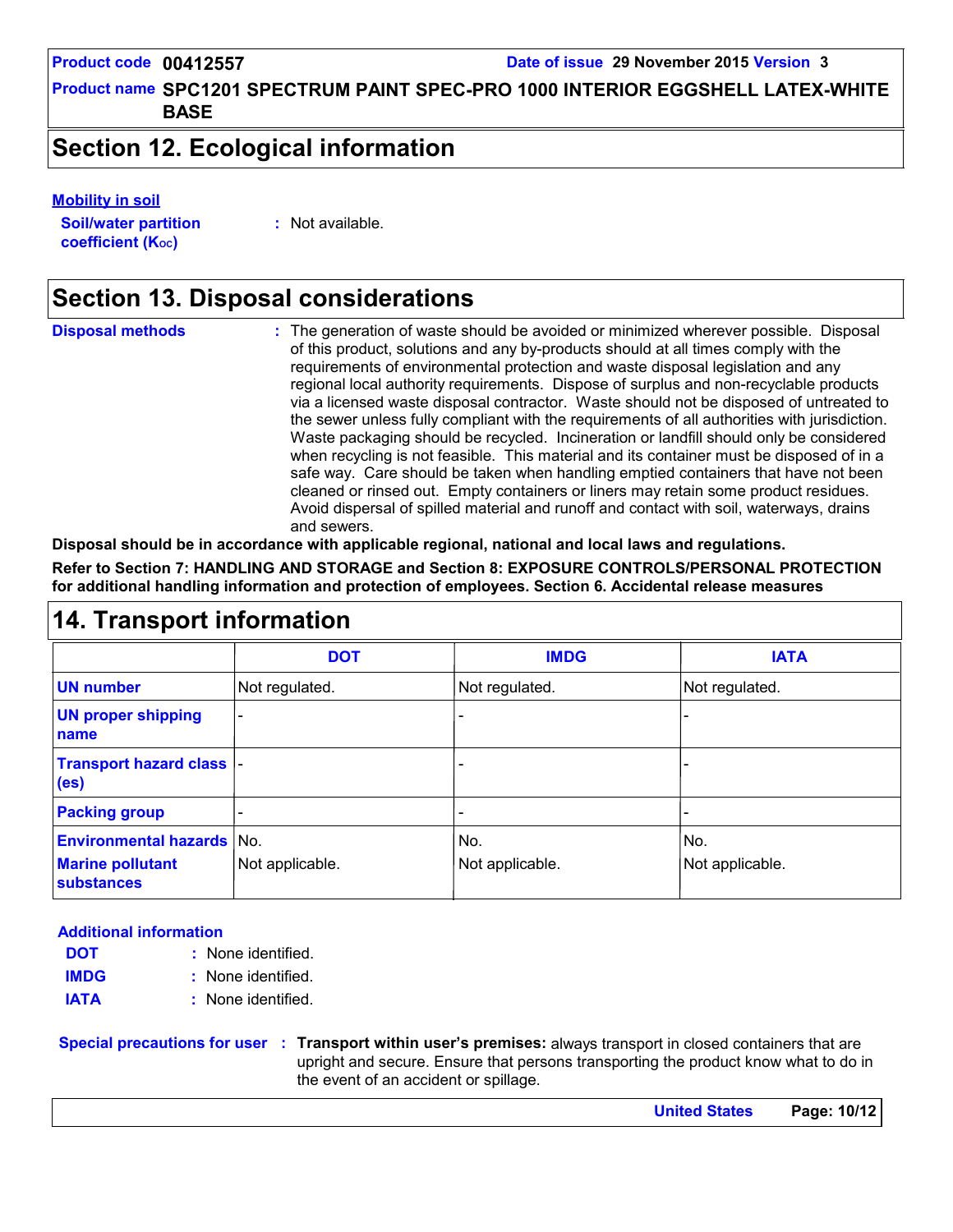## Section 12. Ecological information

**Mobility in soil**

**Soil/water partition coefficient ($K_{OC}$)** : Not available.

## Section 13. Disposal considerations

**Disposal methods** : The generation of waste should be avoided or minimized wherever possible. Disposal of this product, solutions and any by-products should at all times comply with the requirements of environmental protection and waste disposal legislation and any regional local authority requirements. Dispose of surplus and non-recyclable products via a licensed waste disposal contractor. Waste should not be disposed of untreated to the sewer unless fully compliant with the requirements of all authorities with jurisdiction. Waste packaging should be recycled. Incineration or landfill should only be considered when recycling is not feasible. This material and its container must be disposed of in a safe way. Care should be taken when handling emptied containers that have not been cleaned or rinsed out. Empty containers or liners may retain some product residues. Avoid dispersal of spilled material and runoff and contact with soil, waterways, drains and sewers.

**Disposal should be in accordance with applicable regional, national and local laws and regulations.**

**Refer to Section 7: HANDLING AND STORAGE and Section 8: EXPOSURE CONTROLS/PERSONAL PROTECTION for additional handling information and protection of employees. Section 6. Accidental release measures**

## 14. Transport information

| | DOT | IMDG | IATA |
|---|---|---|---|
| **UN number** | Not regulated. | Not regulated. | Not regulated. |
| **UN proper shipping name** | - | - | - |
| **Transport hazard class (es)** | - | - | - |
| **Packing group** | - | - | - |
| **Environmental hazards** | No. | No. | No. |
| **Marine pollutant substances** | Not applicable. | Not applicable. | Not applicable. |

**Additional information**

**DOT** : None identified.

**IMDG** : None identified.

**IATA** : None identified.

**Special precautions for user** : **Transport within user's premises:** always transport in closed containers that are upright and secure. Ensure that persons transporting the product know what to do in the event of an accident or spillage.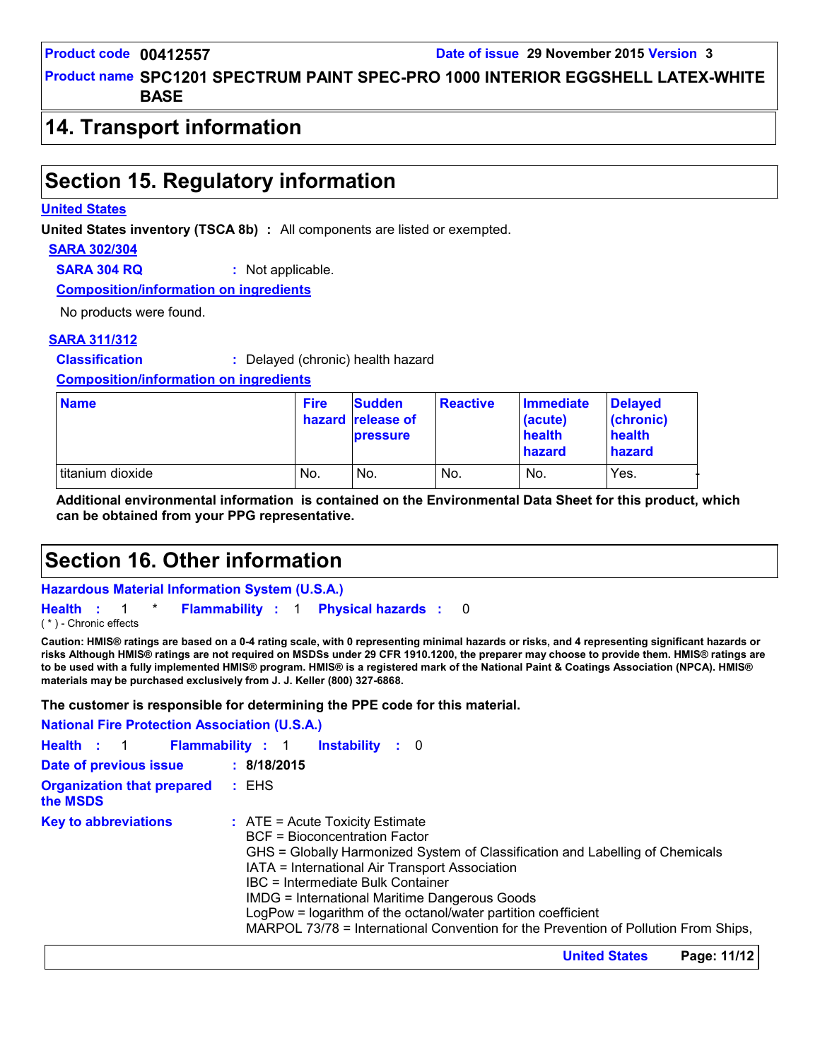## 14. Transport information

## Section 15. Regulatory information

**United States**

**United States inventory (TSCA 8b)** : All components are listed or exempted.

**SARA 302/304**

**SARA 304 RQ** : Not applicable.

**Composition/information on ingredients**

No products were found.

**SARA 311/312**

**Classification** : Delayed (chronic) health hazard

**Composition/information on ingredients**

| Name | Fire hazard | Sudden release of pressure | Reactive | Immediate (acute) health hazard | Delayed (chronic) health hazard |
|---|---|---|---|---|---|
| titanium dioxide | No. | No. | No. | No. | Yes. |

**Additional environmental information is contained on the Environmental Data Sheet for this product, which can be obtained from your PPG representative.**

## Section 16. Other information

**Hazardous Material Information System (U.S.A.)**

**Health** : 1 * **Flammability** : 1 **Physical hazards** : 0

( * ) - Chronic effects

**Caution: HMIS® ratings are based on a 0-4 rating scale, with 0 representing minimal hazards or risks, and 4 representing significant hazards or risks Although HMIS® ratings are not required on MSDSs under 29 CFR 1910.1200, the preparer may choose to provide them. HMIS® ratings are to be used with a fully implemented HMIS® program. HMIS® is a registered mark of the National Paint & Coatings Association (NPCA). HMIS® materials may be purchased exclusively from J. J. Keller (800) 327-6868.**

**The customer is responsible for determining the PPE code for this material.**

**National Fire Protection Association (U.S.A.)**

**Health** : 1 **Flammability** : 1 **Instability** : 0

**Date of previous issue** : **8/18/2015**

**Organization that prepared the MSDS** : EHS

**Key to abbreviations** : ATE = Acute Toxicity Estimate
BCF = Bioconcentration Factor
GHS = Globally Harmonized System of Classification and Labelling of Chemicals
IATA = International Air Transport Association
IBC = Intermediate Bulk Container
IMDG = International Maritime Dangerous Goods
LogPow = logarithm of the octanol/water partition coefficient
MARPOL 73/78 = International Convention for the Prevention of Pollution From Ships,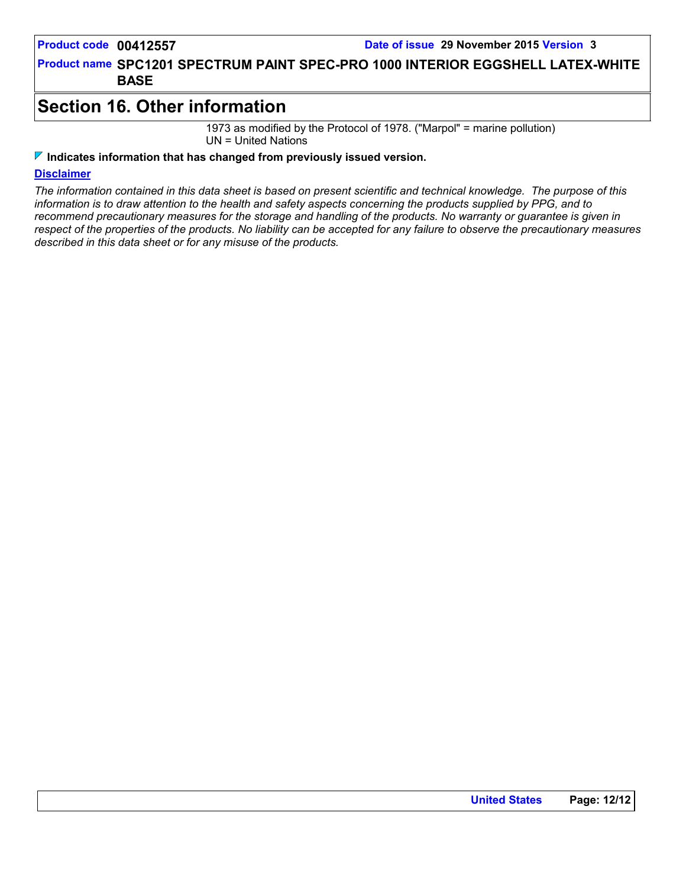## Section 16. Other information

1973 as modified by the Protocol of 1978. ("Marpol" = marine pollution)
UN = United Nations

**Indicates information that has changed from previously issued version.**

**Disclaimer**

*The information contained in this data sheet is based on present scientific and technical knowledge. The purpose of this information is to draw attention to the health and safety aspects concerning the products supplied by PPG, and to recommend precautionary measures for the storage and handling of the products. No warranty or guarantee is given in respect of the properties of the products. No liability can be accepted for any failure to observe the precautionary measures described in this data sheet or for any misuse of the products.*